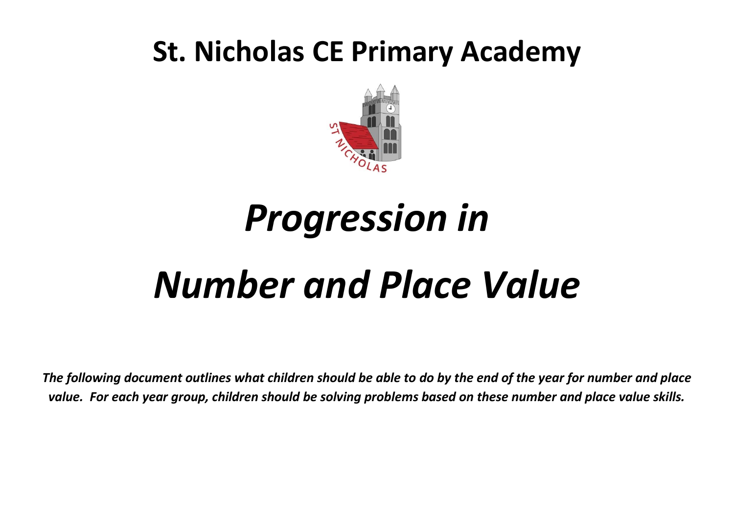# St. Nicholas CE Primary Academy

# *Progression in Number and Place Value*

***The following document outlines what children should be able to do by the end of the year for number and place value. For each year group, children should be solving problems based on these number and place value skills.***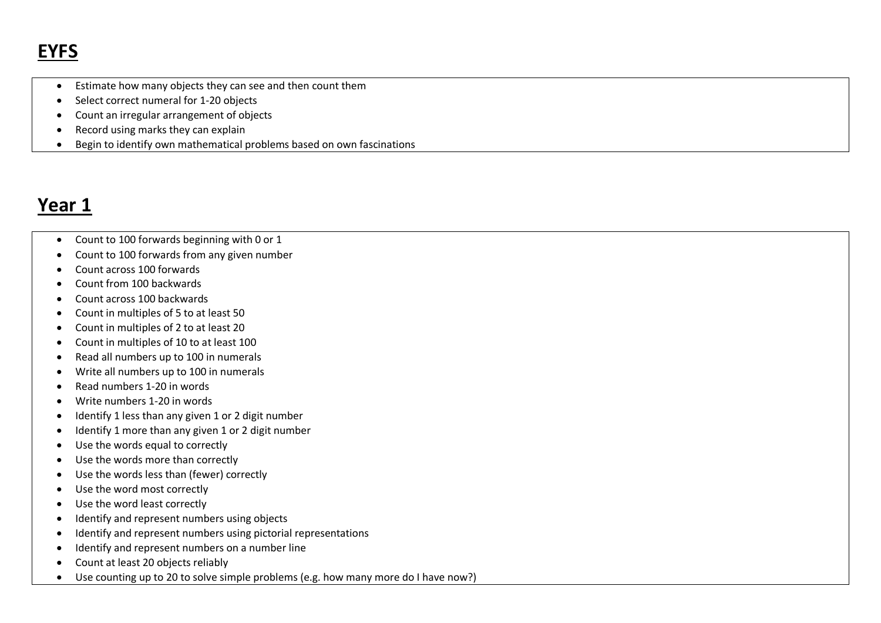## EYFS

- Estimate how many objects they can see and then count them
- Select correct numeral for 1-20 objects
- Count an irregular arrangement of objects
- Record using marks they can explain
- Begin to identify own mathematical problems based on own fascinations

## Year 1

- Count to 100 forwards beginning with 0 or 1
- Count to 100 forwards from any given number
- Count across 100 forwards
- Count from 100 backwards
- Count across 100 backwards
- Count in multiples of 5 to at least 50
- Count in multiples of 2 to at least 20
- Count in multiples of 10 to at least 100
- Read all numbers up to 100 in numerals
- Write all numbers up to 100 in numerals
- Read numbers 1-20 in words
- Write numbers 1-20 in words
- Identify 1 less than any given 1 or 2 digit number
- Identify 1 more than any given 1 or 2 digit number
- Use the words equal to correctly
- Use the words more than correctly
- Use the words less than (fewer) correctly
- Use the word most correctly
- Use the word least correctly
- Identify and represent numbers using objects
- Identify and represent numbers using pictorial representations
- Identify and represent numbers on a number line
- Count at least 20 objects reliably
- Use counting up to 20 to solve simple problems (e.g. how many more do I have now?)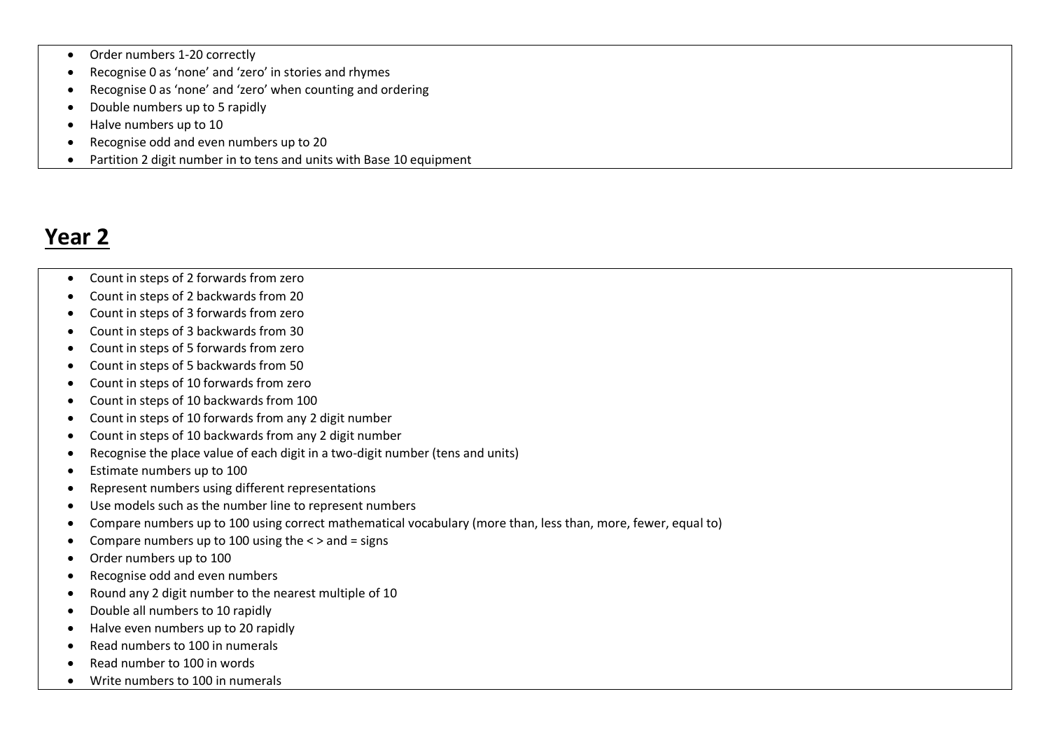- Order numbers 1-20 correctly
- Recognise 0 as 'none' and 'zero' in stories and rhymes
- Recognise 0 as 'none' and 'zero' when counting and ordering
- Double numbers up to 5 rapidly
- Halve numbers up to 10
- Recognise odd and even numbers up to 20
- Partition 2 digit number in to tens and units with Base 10 equipment

## Year 2

- Count in steps of 2 forwards from zero
- Count in steps of 2 backwards from 20
- Count in steps of 3 forwards from zero
- Count in steps of 3 backwards from 30
- Count in steps of 5 forwards from zero
- Count in steps of 5 backwards from 50
- Count in steps of 10 forwards from zero
- Count in steps of 10 backwards from 100
- Count in steps of 10 forwards from any 2 digit number
- Count in steps of 10 backwards from any 2 digit number
- Recognise the place value of each digit in a two-digit number (tens and units)
- Estimate numbers up to 100
- Represent numbers using different representations
- Use models such as the number line to represent numbers
- Compare numbers up to 100 using correct mathematical vocabulary (more than, less than, more, fewer, equal to)
- Compare numbers up to 100 using the < > and = signs
- Order numbers up to 100
- Recognise odd and even numbers
- Round any 2 digit number to the nearest multiple of 10
- Double all numbers to 10 rapidly
- Halve even numbers up to 20 rapidly
- Read numbers to 100 in numerals
- Read number to 100 in words
- Write numbers to 100 in numerals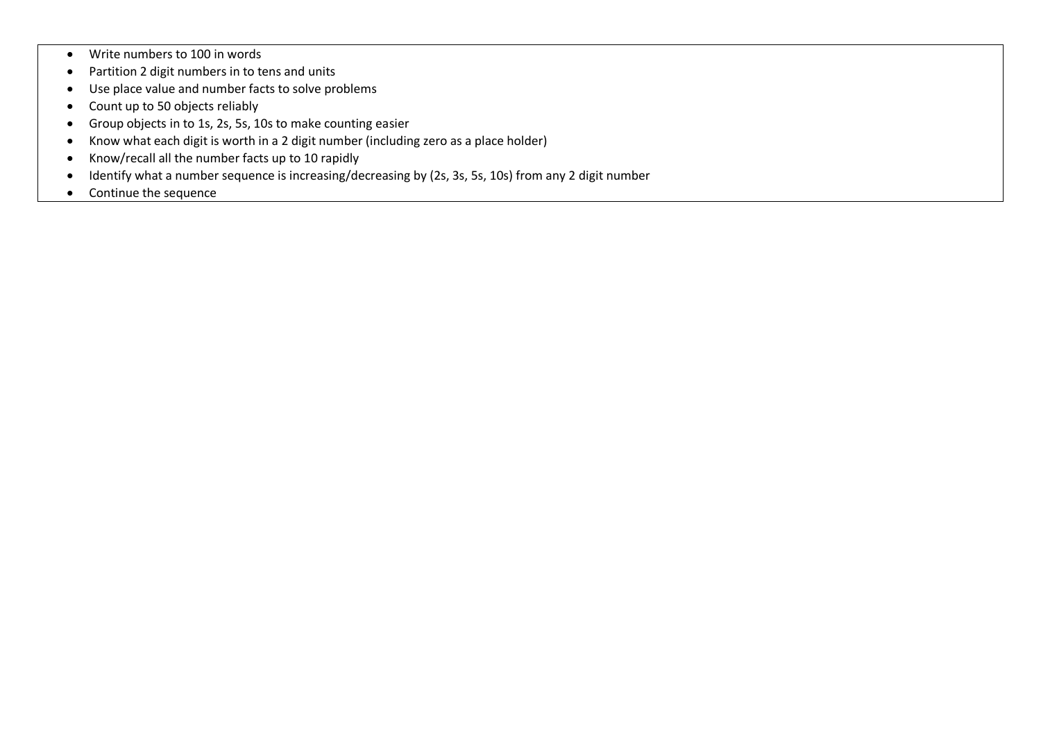- Write numbers to 100 in words
- Partition 2 digit numbers in to tens and units
- Use place value and number facts to solve problems
- Count up to 50 objects reliably
- Group objects in to 1s, 2s, 5s, 10s to make counting easier
- Know what each digit is worth in a 2 digit number (including zero as a place holder)
- Know/recall all the number facts up to 10 rapidly
- Identify what a number sequence is increasing/decreasing by (2s, 3s, 5s, 10s) from any 2 digit number
- Continue the sequence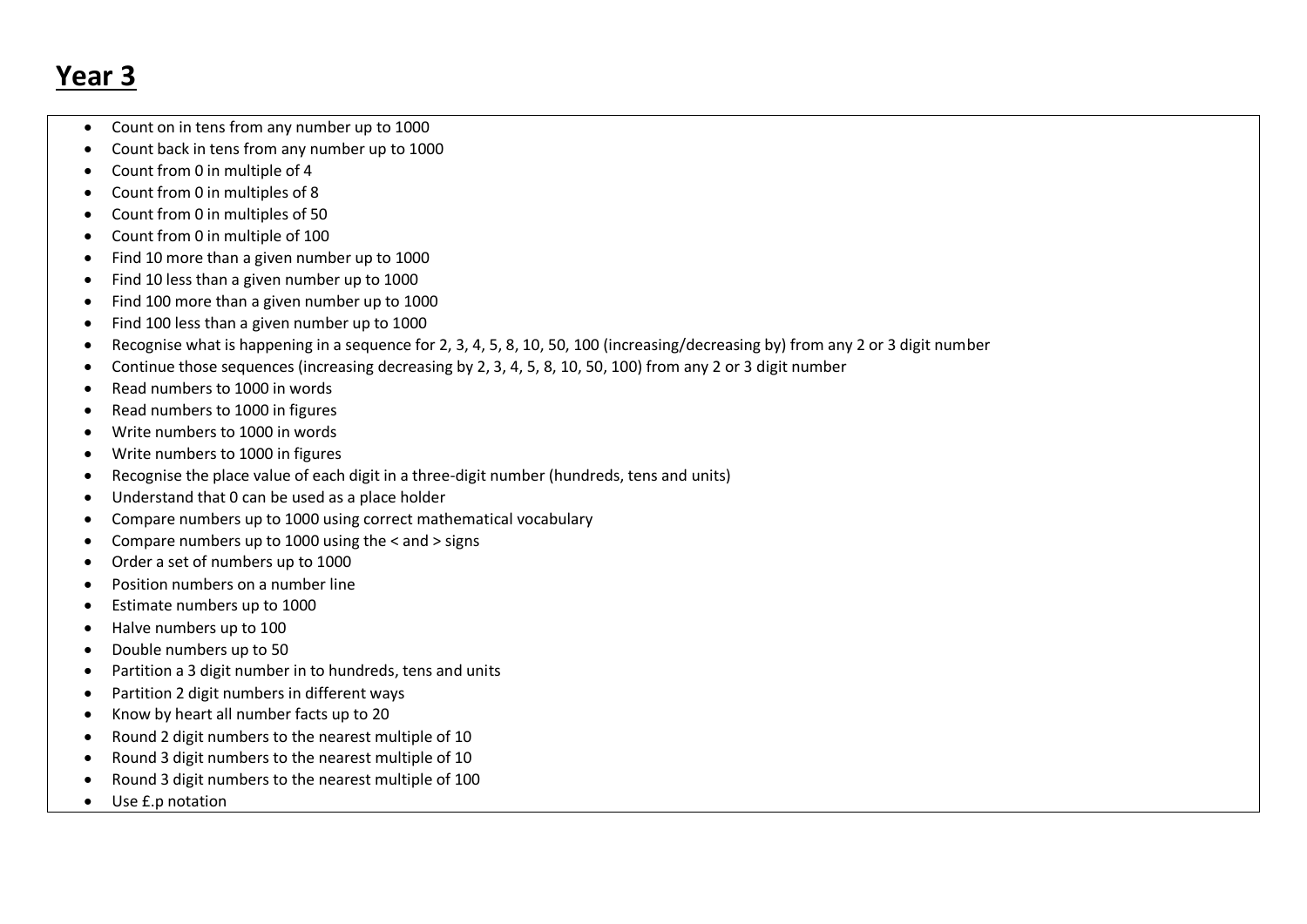# **Year 3**

- Count on in tens from any number up to 1000
- Count back in tens from any number up to 1000
- Count from 0 in multiple of 4
- Count from 0 in multiples of 8
- Count from 0 in multiples of 50
- Count from 0 in multiple of 100
- Find 10 more than a given number up to 1000
- Find 10 less than a given number up to 1000
- Find 100 more than a given number up to 1000
- Find 100 less than a given number up to 1000
- Recognise what is happening in a sequence for 2, 3, 4, 5, 8, 10, 50, 100 (increasing/decreasing by) from any 2 or 3 digit number
- Continue those sequences (increasing decreasing by 2, 3, 4, 5, 8, 10, 50, 100) from any 2 or 3 digit number
- Read numbers to 1000 in words
- Read numbers to 1000 in figures
- Write numbers to 1000 in words
- Write numbers to 1000 in figures
- Recognise the place value of each digit in a three-digit number (hundreds, tens and units)
- Understand that 0 can be used as a place holder
- Compare numbers up to 1000 using correct mathematical vocabulary
- Compare numbers up to 1000 using the < and > signs
- Order a set of numbers up to 1000
- Position numbers on a number line
- Estimate numbers up to 1000
- Halve numbers up to 100
- Double numbers up to 50
- Partition a 3 digit number in to hundreds, tens and units
- Partition 2 digit numbers in different ways
- Know by heart all number facts up to 20
- Round 2 digit numbers to the nearest multiple of 10
- Round 3 digit numbers to the nearest multiple of 10
- Round 3 digit numbers to the nearest multiple of 100
- Use £.p notation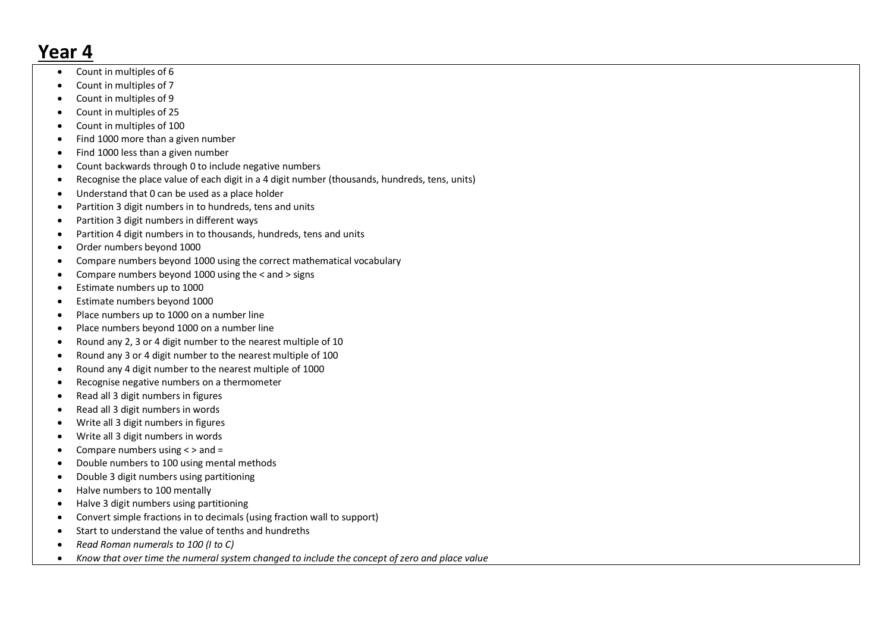# **Year 4**

- Count in multiples of 6
- Count in multiples of 7
- Count in multiples of 9
- Count in multiples of 25
- Count in multiples of 100
- Find 1000 more than a given number
- Find 1000 less than a given number
- Count backwards through 0 to include negative numbers
- Recognise the place value of each digit in a 4 digit number (thousands, hundreds, tens, units)
- Understand that 0 can be used as a place holder
- Partition 3 digit numbers in to hundreds, tens and units
- Partition 3 digit numbers in different ways
- Partition 4 digit numbers in to thousands, hundreds, tens and units
- Order numbers beyond 1000
- Compare numbers beyond 1000 using the correct mathematical vocabulary
- Compare numbers beyond 1000 using the < and > signs
- Estimate numbers up to 1000
- Estimate numbers beyond 1000
- Place numbers up to 1000 on a number line
- Place numbers beyond 1000 on a number line
- Round any 2, 3 or 4 digit number to the nearest multiple of 10
- Round any 3 or 4 digit number to the nearest multiple of 100
- Round any 4 digit number to the nearest multiple of 1000
- Recognise negative numbers on a thermometer
- Read all 3 digit numbers in figures
- Read all 3 digit numbers in words
- Write all 3 digit numbers in figures
- Write all 3 digit numbers in words
- Compare numbers using < > and =
- Double numbers to 100 using mental methods
- Double 3 digit numbers using partitioning
- Halve numbers to 100 mentally
- Halve 3 digit numbers using partitioning
- Convert simple fractions in to decimals (using fraction wall to support)
- Start to understand the value of tenths and hundreths
- *Read Roman numerals to 100 (I to C)*
- *Know that over time the numeral system changed to include the concept of zero and place value*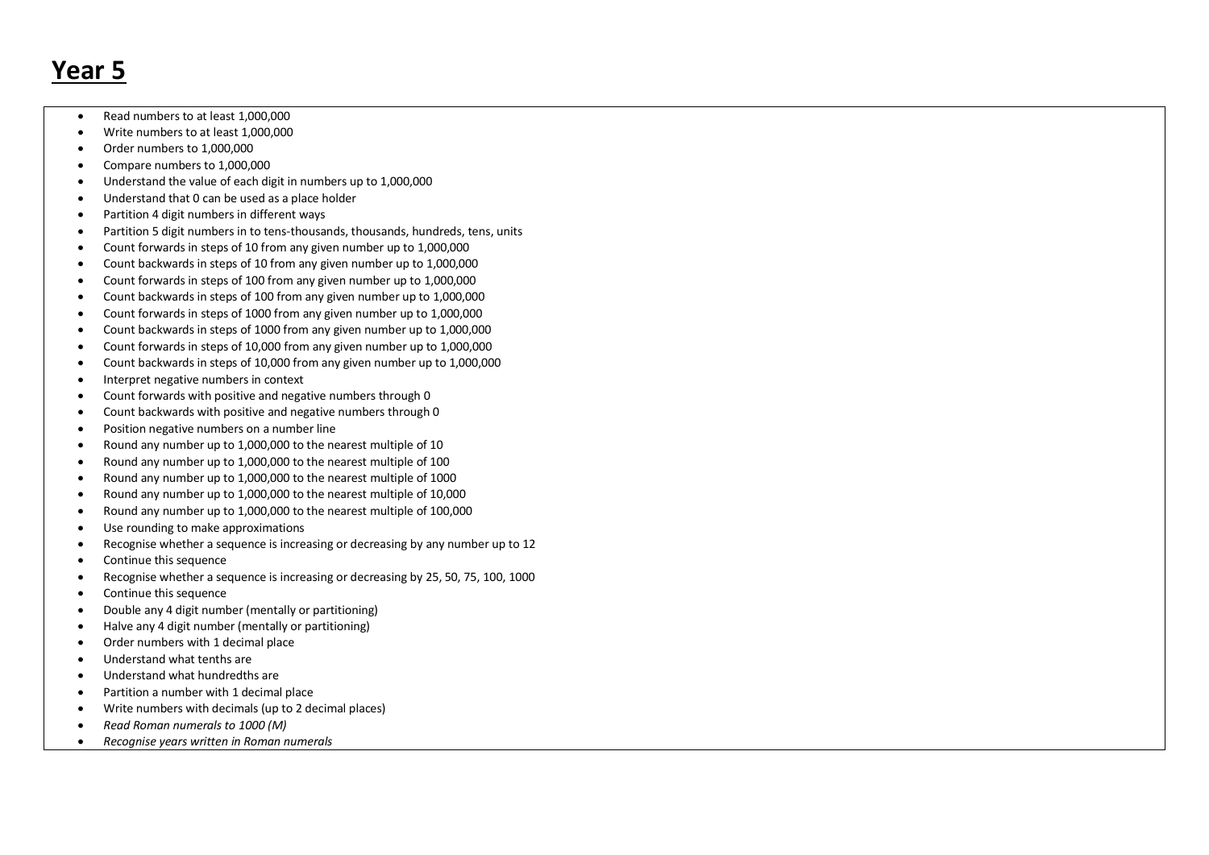# **Year 5**

- Read numbers to at least 1,000,000
- Write numbers to at least 1,000,000
- Order numbers to 1,000,000
- Compare numbers to 1,000,000
- Understand the value of each digit in numbers up to 1,000,000
- Understand that 0 can be used as a place holder
- Partition 4 digit numbers in different ways
- Partition 5 digit numbers in to tens-thousands, thousands, hundreds, tens, units
- Count forwards in steps of 10 from any given number up to 1,000,000
- Count backwards in steps of 10 from any given number up to 1,000,000
- Count forwards in steps of 100 from any given number up to 1,000,000
- Count backwards in steps of 100 from any given number up to 1,000,000
- Count forwards in steps of 1000 from any given number up to 1,000,000
- Count backwards in steps of 1000 from any given number up to 1,000,000
- Count forwards in steps of 10,000 from any given number up to 1,000,000
- Count backwards in steps of 10,000 from any given number up to 1,000,000
- Interpret negative numbers in context
- Count forwards with positive and negative numbers through 0
- Count backwards with positive and negative numbers through 0
- Position negative numbers on a number line
- Round any number up to 1,000,000 to the nearest multiple of 10
- Round any number up to 1,000,000 to the nearest multiple of 100
- Round any number up to 1,000,000 to the nearest multiple of 1000
- Round any number up to 1,000,000 to the nearest multiple of 10,000
- Round any number up to 1,000,000 to the nearest multiple of 100,000
- Use rounding to make approximations
- Recognise whether a sequence is increasing or decreasing by any number up to 12
- Continue this sequence
- Recognise whether a sequence is increasing or decreasing by 25, 50, 75, 100, 1000
- Continue this sequence
- Double any 4 digit number (mentally or partitioning)
- Halve any 4 digit number (mentally or partitioning)
- Order numbers with 1 decimal place
- Understand what tenths are
- Understand what hundredths are
- Partition a number with 1 decimal place
- Write numbers with decimals (up to 2 decimal places)
- *Read Roman numerals to 1000 (M)*
- *Recognise years written in Roman numerals*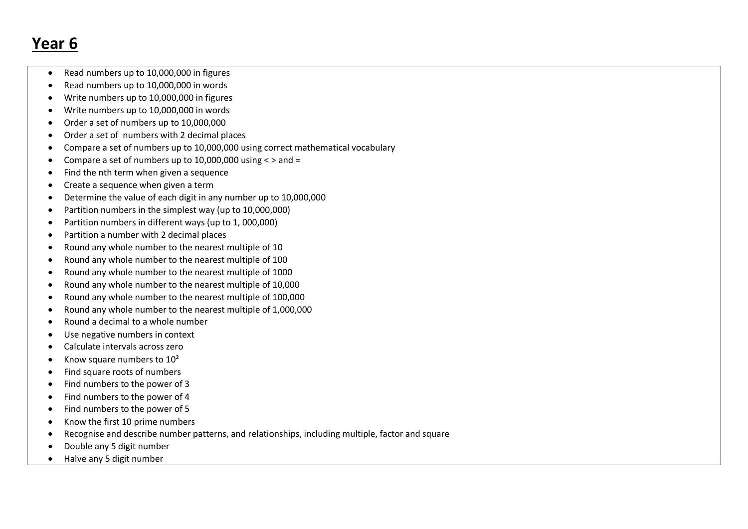# Year 6

- Read numbers up to 10,000,000 in figures
- Read numbers up to 10,000,000 in words
- Write numbers up to 10,000,000 in figures
- Write numbers up to 10,000,000 in words
- Order a set of numbers up to 10,000,000
- Order a set of numbers with 2 decimal places
- Compare a set of numbers up to 10,000,000 using correct mathematical vocabulary
- Compare a set of numbers up to 10,000,000 using < > and =
- Find the nth term when given a sequence
- Create a sequence when given a term
- Determine the value of each digit in any number up to 10,000,000
- Partition numbers in the simplest way (up to 10,000,000)
- Partition numbers in different ways (up to 1, 000,000)
- Partition a number with 2 decimal places
- Round any whole number to the nearest multiple of 10
- Round any whole number to the nearest multiple of 100
- Round any whole number to the nearest multiple of 1000
- Round any whole number to the nearest multiple of 10,000
- Round any whole number to the nearest multiple of 100,000
- Round any whole number to the nearest multiple of 1,000,000
- Round a decimal to a whole number
- Use negative numbers in context
- Calculate intervals across zero
- Know square numbers to $10^2$
- Find square roots of numbers
- Find numbers to the power of 3
- Find numbers to the power of 4
- Find numbers to the power of 5
- Know the first 10 prime numbers
- Recognise and describe number patterns, and relationships, including multiple, factor and square
- Double any 5 digit number
- Halve any 5 digit number